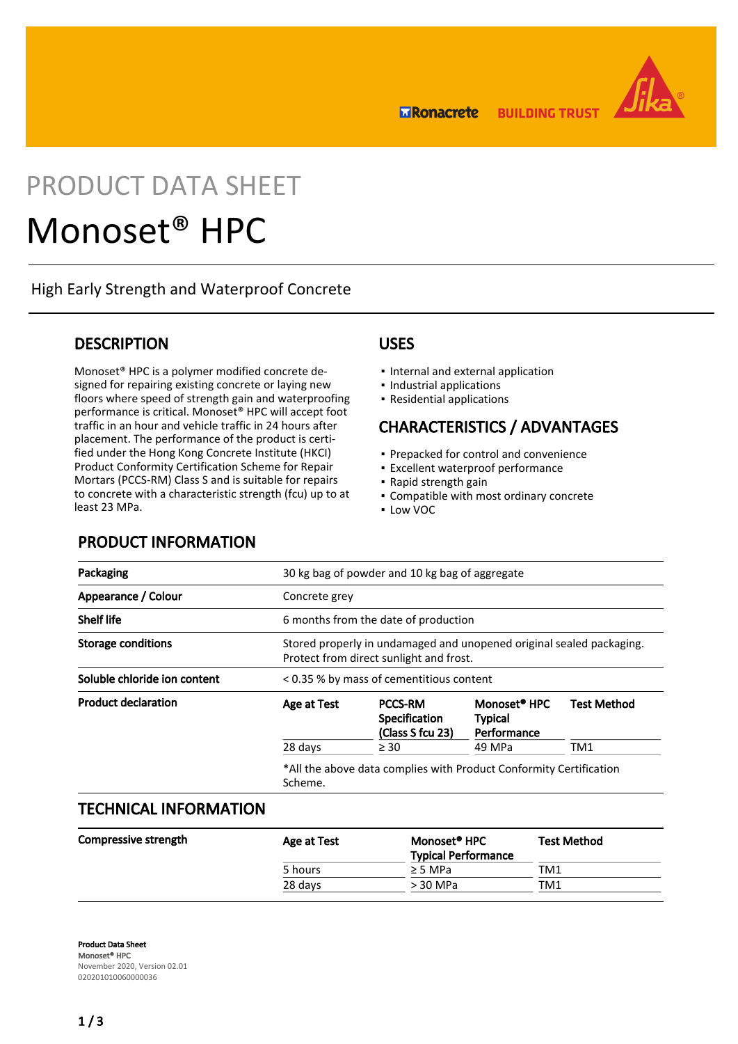# PRODUCT DATA SHEET

# Monoset® HPC

High Early Strength and Waterproof Concrete

## DESCRIPTION

Monoset® HPC is a polymer modified concrete designed for repairing existing concrete or laying new floors where speed of strength gain and waterproofing performance is critical. Monoset® HPC will accept foot traffic in an hour and vehicle traffic in 24 hours after placement. The performance of the product is certified under the Hong Kong Concrete Institute (HKCI) Product Conformity Certification Scheme for Repair Mortars (PCCS-RM) Class S and is suitable for repairs to concrete with a characteristic strength (fcu) up to at least 23 MPa.

## USES

- Internal and external application
- Industrial applications
- Residential applications

## CHARACTERISTICS / ADVANTAGES

- Prepacked for control and convenience
- Excellent waterproof performance
- Rapid strength gain
- Compatible with most ordinary concrete
- Low VOC

## PRODUCT INFORMATION

| | |
|---|---|
| **Packaging** | 30 kg bag of powder and 10 kg bag of aggregate |
| **Appearance / Colour** | Concrete grey |
| **Shelf life** | 6 months from the date of production |
| **Storage conditions** | Stored properly in undamaged and unopened original sealed packaging. Protect from direct sunlight and frost. |
| **Soluble chloride ion content** | < 0.35 % by mass of cementitious content |

**Product declaration**

| Age at Test | PCCS-RM Specification (Class S fcu 23) | Monoset® HPC Typical Performance | Test Method |
|---|---|---|---|
| 28 days | ≥ 30 | 49 MPa | TM1 |

*All the above data complies with Product Conformity Certification Scheme.

## TECHNICAL INFORMATION

**Compressive strength**

| Age at Test | Monoset® HPC Typical Performance | Test Method |
|---|---|---|
| 5 hours | ≥ 5 MPa | TM1 |
| 28 days | > 30 MPa | TM1 |

**Product Data Sheet**
Monoset® HPC
November 2020, Version 02.01
020201010060000036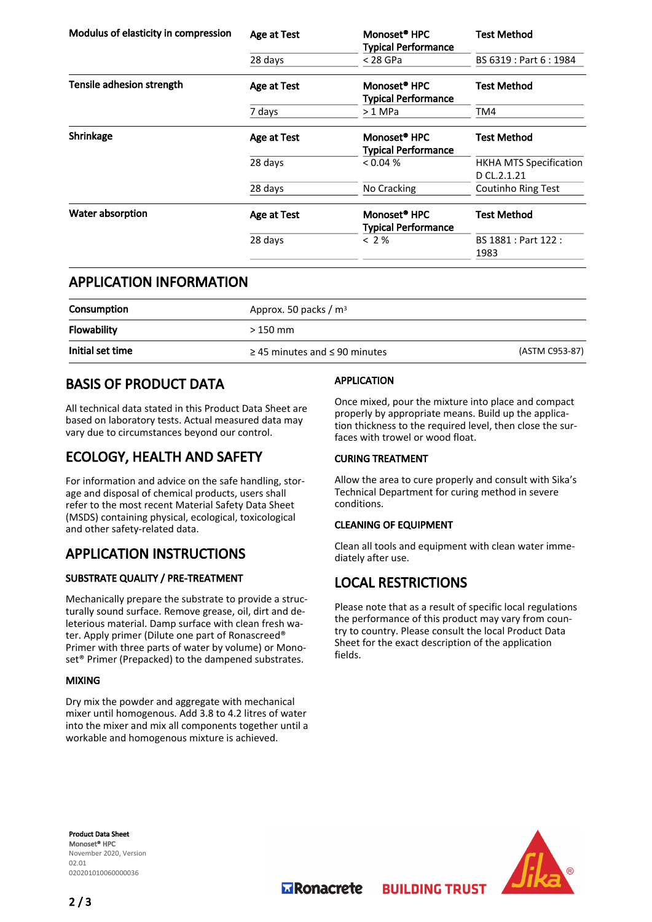| Modulus of elasticity in compression | Age at Test | Monoset® HPC Typical Performance | Test Method |
|---|---|---|---|
| | 28 days | < 28 GPa | BS 6319 : Part 6 : 1984 |

| Tensile adhesion strength | Age at Test | Monoset® HPC Typical Performance | Test Method |
|---|---|---|---|
| | 7 days | > 1 MPa | TM4 |

| Shrinkage | Age at Test | Monoset® HPC Typical Performance | Test Method |
|---|---|---|---|
| | 28 days | < 0.04 % | HKHA MTS Specification D CL.2.1.21 |
| | 28 days | No Cracking | Coutinho Ring Test |

| Water absorption | Age at Test | Monoset® HPC Typical Performance | Test Method |
|---|---|---|---|
| | 28 days | < 2 % | BS 1881 : Part 122 : 1983 |

## APPLICATION INFORMATION

| | | |
|---|---|---|
| **Consumption** | Approx. 50 packs / m³ | |
| **Flowability** | > 150 mm | |
| **Initial set time** | ≥ 45 minutes and ≤ 90 minutes | (ASTM C953-87) |

## BASIS OF PRODUCT DATA

All technical data stated in this Product Data Sheet are based on laboratory tests. Actual measured data may vary due to circumstances beyond our control.

## ECOLOGY, HEALTH AND SAFETY

For information and advice on the safe handling, storage and disposal of chemical products, users shall refer to the most recent Material Safety Data Sheet (MSDS) containing physical, ecological, toxicological and other safety-related data.

## APPLICATION INSTRUCTIONS

### SUBSTRATE QUALITY / PRE-TREATMENT

Mechanically prepare the substrate to provide a structurally sound surface. Remove grease, oil, dirt and deleterious material. Damp surface with clean fresh water. Apply primer (Dilute one part of Ronascreed® Primer with three parts of water by volume) or Monoset® Primer (Prepacked) to the dampened substrates.

### MIXING

Dry mix the powder and aggregate with mechanical mixer until homogenous. Add 3.8 to 4.2 litres of water into the mixer and mix all components together until a workable and homogenous mixture is achieved.

### APPLICATION

Once mixed, pour the mixture into place and compact properly by appropriate means. Build up the application thickness to the required level, then close the surfaces with trowel or wood float.

### CURING TREATMENT

Allow the area to cure properly and consult with Sika's Technical Department for curing method in severe conditions.

### CLEANING OF EQUIPMENT

Clean all tools and equipment with clean water immediately after use.

## LOCAL RESTRICTIONS

Please note that as a result of specific local regulations the performance of this product may vary from country to country. Please consult the local Product Data Sheet for the exact description of the application fields.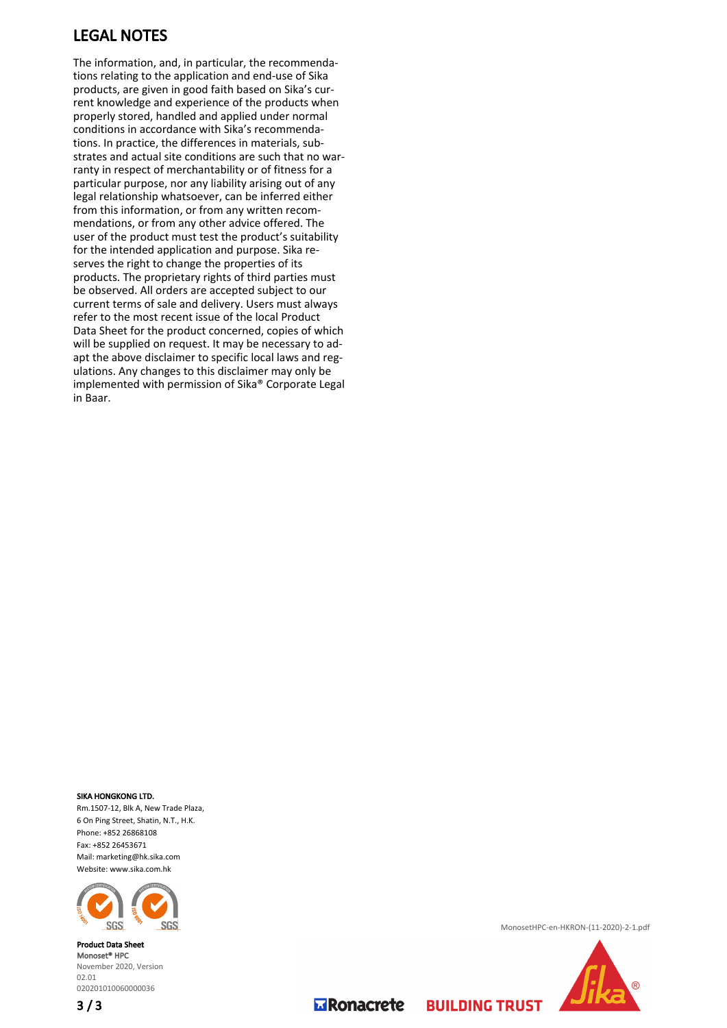## LEGAL NOTES

The information, and, in particular, the recommendations relating to the application and end-use of Sika products, are given in good faith based on Sika's current knowledge and experience of the products when properly stored, handled and applied under normal conditions in accordance with Sika's recommendations. In practice, the differences in materials, substrates and actual site conditions are such that no warranty in respect of merchantability or of fitness for a particular purpose, nor any liability arising out of any legal relationship whatsoever, can be inferred either from this information, or from any written recommendations, or from any other advice offered. The user of the product must test the product's suitability for the intended application and purpose. Sika reserves the right to change the properties of its products. The proprietary rights of third parties must be observed. All orders are accepted subject to our current terms of sale and delivery. Users must always refer to the most recent issue of the local Product Data Sheet for the product concerned, copies of which will be supplied on request. It may be necessary to adapt the above disclaimer to specific local laws and regulations. Any changes to this disclaimer may only be implemented with permission of Sika® Corporate Legal in Baar.

**SIKA HONGKONG LTD.**
Rm.1507-12, Blk A, New Trade Plaza,
6 On Ping Street, Shatin, N.T., H.K.
Phone: +852 26868108
Fax: +852 26453671
Mail: marketing@hk.sika.com
Website: www.sika.com.hk

**Product Data Sheet**
**Monoset® HPC**
November 2020, Version 02.01
020201010060000036

MonosetHPC-en-HKRON-(11-2020)-2-1.pdf